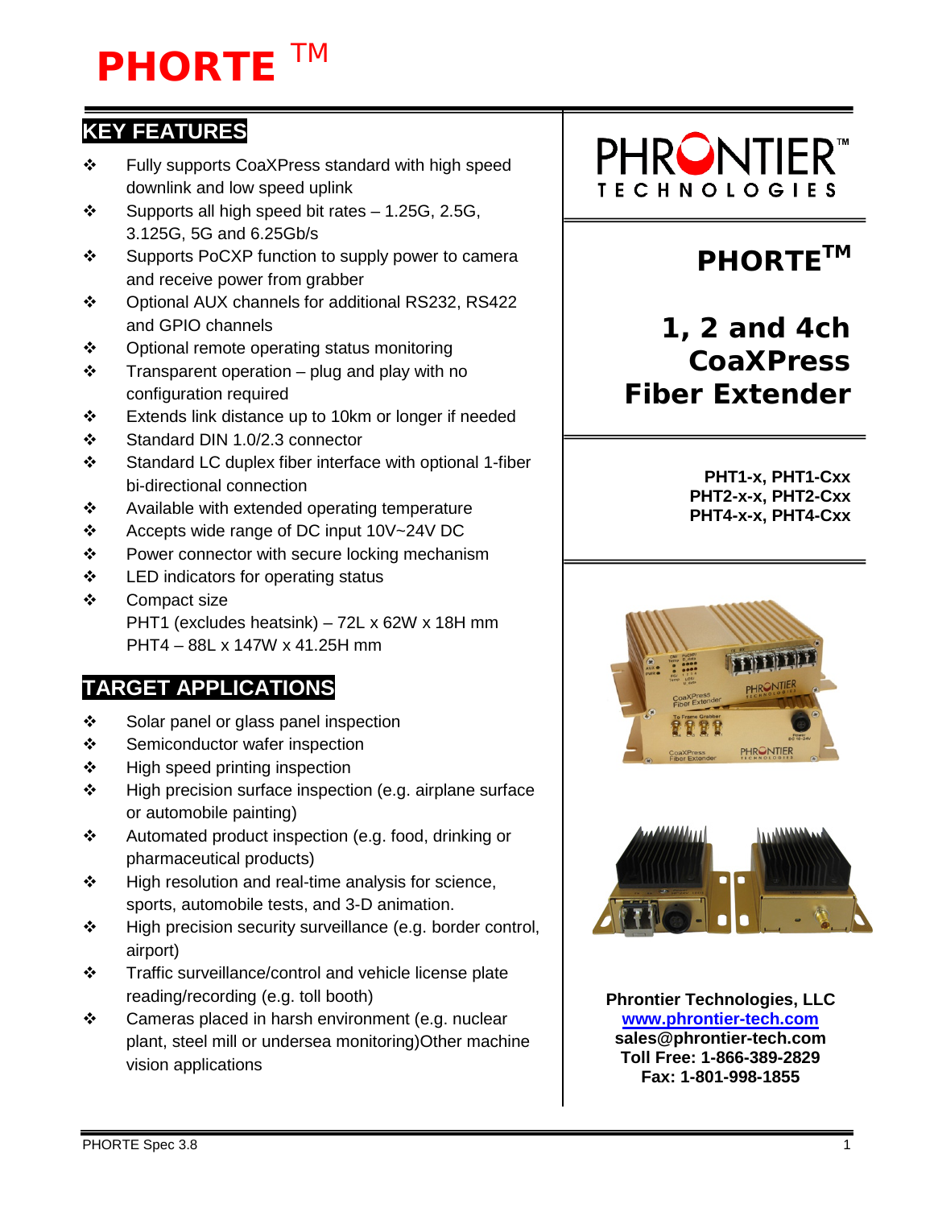# PHORTE ™

## KEY FEATURES

- Fully supports CoaXPress standard with high speed downlink and low speed uplink
- Supports all high speed bit rates – 1.25G, 2.5G, 3.125G, 5G and 6.25Gb/s
- Supports PoCXP function to supply power to camera and receive power from grabber
- Optional AUX channels for additional RS232, RS422 and GPIO channels
- Optional remote operating status monitoring
- Transparent operation – plug and play with no configuration required
- Extends link distance up to 10km or longer if needed
- Standard DIN 1.0/2.3 connector
- Standard LC duplex fiber interface with optional 1-fiber bi-directional connection
- Available with extended operating temperature
- Accepts wide range of DC input 10V~24V DC
- Power connector with secure locking mechanism
- LED indicators for operating status
- Compact size
  PHT1 (excludes heatsink) – 72L x 62W x 18H mm
  PHT4 – 88L x 147W x 41.25H mm

## TARGET APPLICATIONS

- Solar panel or glass panel inspection
- Semiconductor wafer inspection
- High speed printing inspection
- High precision surface inspection (e.g. airplane surface or automobile painting)
- Automated product inspection (e.g. food, drinking or pharmaceutical products)
- High resolution and real-time analysis for science, sports, automobile tests, and 3-D animation.
- High precision security surveillance (e.g. border control, airport)
- Traffic surveillance/control and vehicle license plate reading/recording (e.g. toll booth)
- Cameras placed in harsh environment (e.g. nuclear plant, steel mill or undersea monitoring)Other machine vision applications

PHRONTIER™ TECHNOLOGIES

# PHORTE™

# 1, 2 and 4ch CoaXPress Fiber Extender

**PHT1-x, PHT1-Cxx**
**PHT2-x-x, PHT2-Cxx**
**PHT4-x-x, PHT4-Cxx**

**Phrontier Technologies, LLC**
**www.phrontier-tech.com**
**sales@phrontier-tech.com**
**Toll Free: 1-866-389-2829**
**Fax: 1-801-998-1855**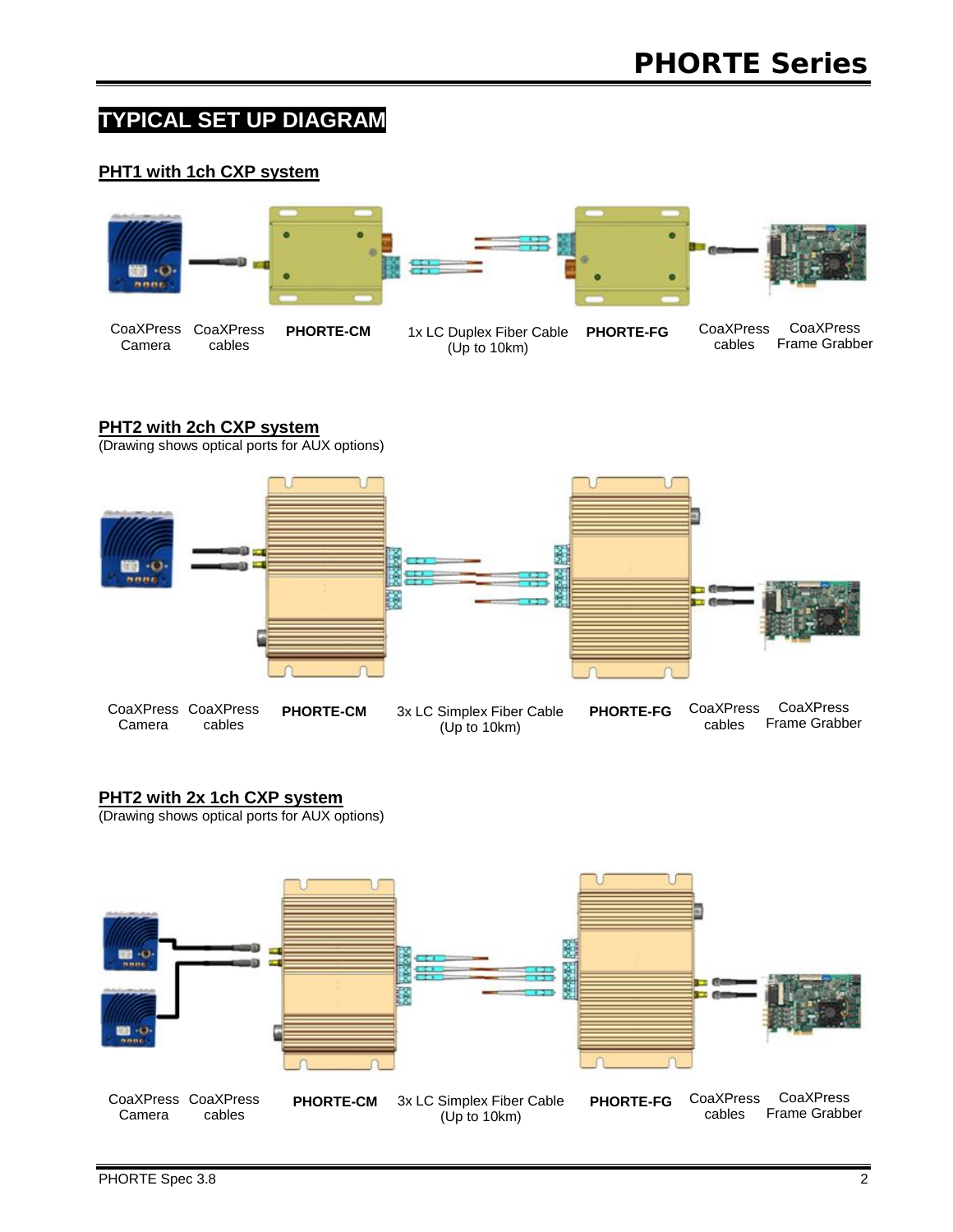## TYPICAL SET UP DIAGRAM

### PHT1 with 1ch CXP system

CoaXPress Camera | CoaXPress cables | **PHORTE-CM** | 1x LC Duplex Fiber Cable (Up to 10km) | **PHORTE-FG** | CoaXPress cables | CoaXPress Frame Grabber

### PHT2 with 2ch CXP system

(Drawing shows optical ports for AUX options)

CoaXPress Camera | CoaXPress cables | **PHORTE-CM** | 3x LC Simplex Fiber Cable (Up to 10km) | **PHORTE-FG** | CoaXPress cables | CoaXPress Frame Grabber

### PHT2 with 2x 1ch CXP system

(Drawing shows optical ports for AUX options)

CoaXPress Camera | CoaXPress cables | **PHORTE-CM** | 3x LC Simplex Fiber Cable (Up to 10km) | **PHORTE-FG** | CoaXPress cables | CoaXPress Frame Grabber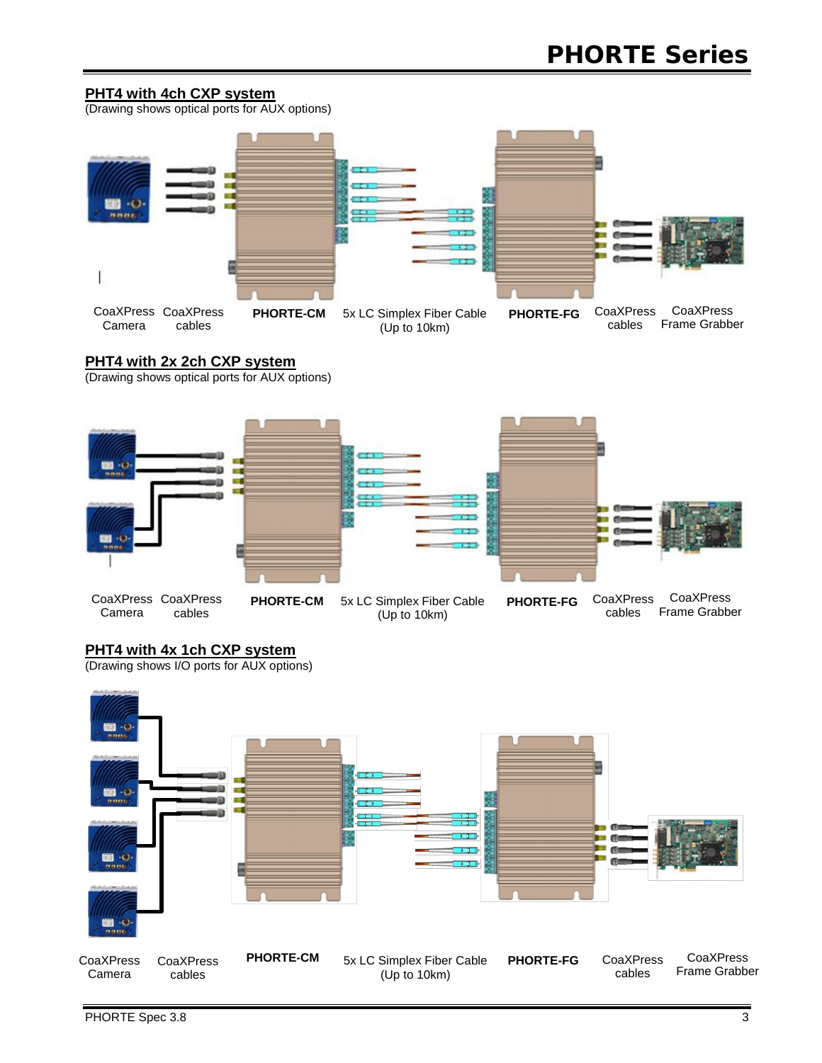## PHT4 with 4ch CXP system

(Drawing shows optical ports for AUX options)

CoaXPress Camera | CoaXPress cables | **PHORTE-CM** | 5x LC Simplex Fiber Cable (Up to 10km) | **PHORTE-FG** | CoaXPress cables | CoaXPress Frame Grabber

## PHT4 with 2x 2ch CXP system

(Drawing shows optical ports for AUX options)

CoaXPress Camera | CoaXPress cables | **PHORTE-CM** | 5x LC Simplex Fiber Cable (Up to 10km) | **PHORTE-FG** | CoaXPress cables | CoaXPress Frame Grabber

## PHT4 with 4x 1ch CXP system

(Drawing shows I/O ports for AUX options)

CoaXPress Camera | CoaXPress cables | **PHORTE-CM** | 5x LC Simplex Fiber Cable (Up to 10km) | **PHORTE-FG** | CoaXPress cables | CoaXPress Frame Grabber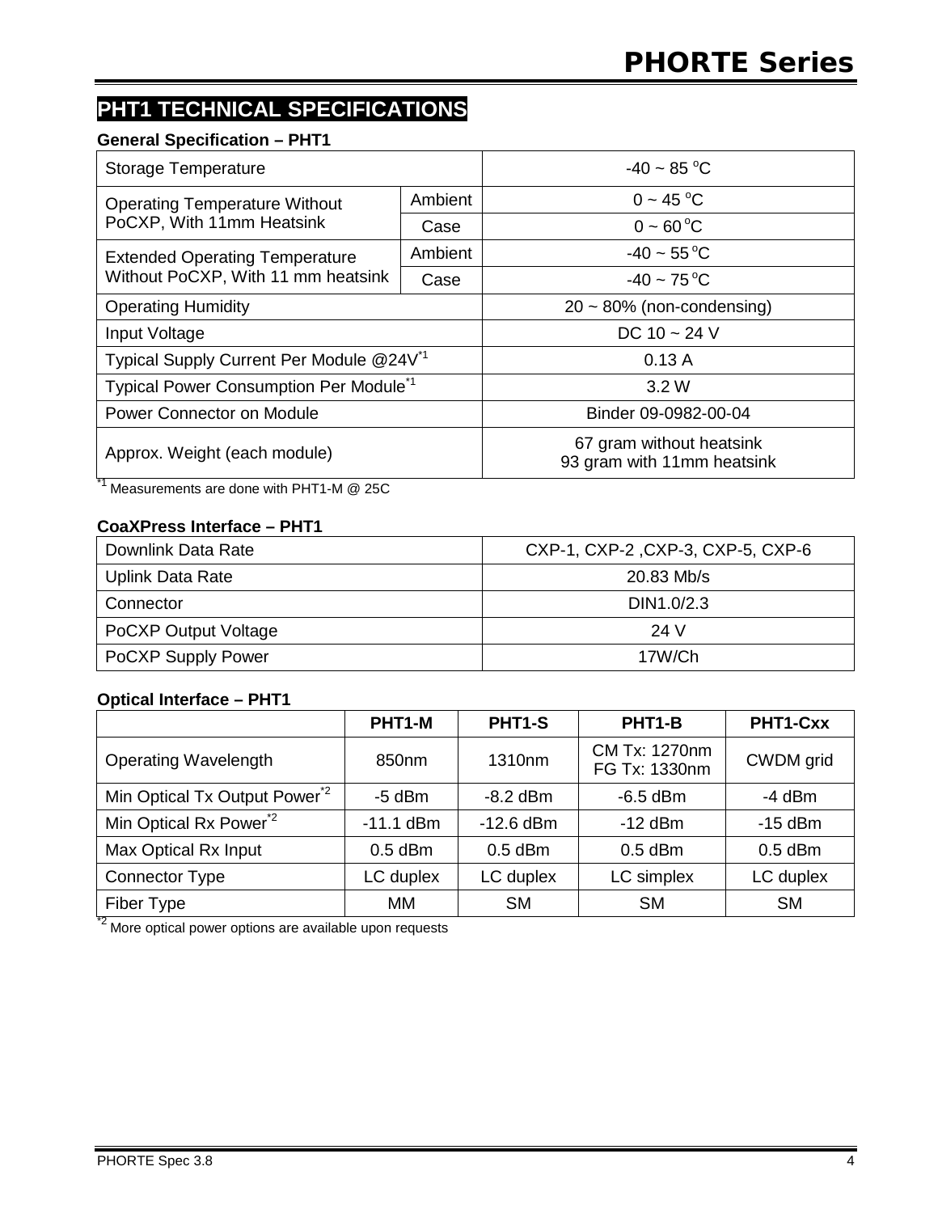## PHT1 TECHNICAL SPECIFICATIONS

**General Specification – PHT1**

| | | |
|---|---|---|
| Storage Temperature | | -40 ~ 85 °C |
| Operating Temperature Without PoCXP, With 11mm Heatsink | Ambient | 0 ~ 45 °C |
| | Case | 0 ~ 60 °C |
| Extended Operating Temperature Without PoCXP, With 11 mm heatsink | Ambient | -40 ~ 55 °C |
| | Case | -40 ~ 75 °C |
| Operating Humidity | | 20 ~ 80% (non-condensing) |
| Input Voltage | | DC 10 ~ 24 V |
| Typical Supply Current Per Module @24V[*1] | | 0.13 A |
| Typical Power Consumption Per Module[*1] | | 3.2 W |
| Power Connector on Module | | Binder 09-0982-00-04 |
| Approx. Weight (each module) | | 67 gram without heatsink<br>93 gram with 11mm heatsink |

[*1] Measurements are done with PHT1-M @ 25C

**CoaXPress Interface – PHT1**

| | |
|---|---|
| Downlink Data Rate | CXP-1, CXP-2 ,CXP-3, CXP-5, CXP-6 |
| Uplink Data Rate | 20.83 Mb/s |
| Connector | DIN1.0/2.3 |
| PoCXP Output Voltage | 24 V |
| PoCXP Supply Power | 17W/Ch |

**Optical Interface – PHT1**

| | PHT1-M | PHT1-S | PHT1-B | PHT1-Cxx |
|---|---|---|---|---|
| Operating Wavelength | 850nm | 1310nm | CM Tx: 1270nm<br>FG Tx: 1330nm | CWDM grid |
| Min Optical Tx Output Power[*2] | -5 dBm | -8.2 dBm | -6.5 dBm | -4 dBm |
| Min Optical Rx Power[*2] | -11.1 dBm | -12.6 dBm | -12 dBm | -15 dBm |
| Max Optical Rx Input | 0.5 dBm | 0.5 dBm | 0.5 dBm | 0.5 dBm |
| Connector Type | LC duplex | LC duplex | LC simplex | LC duplex |
| Fiber Type | MM | SM | SM | SM |

[*2] More optical power options are available upon requests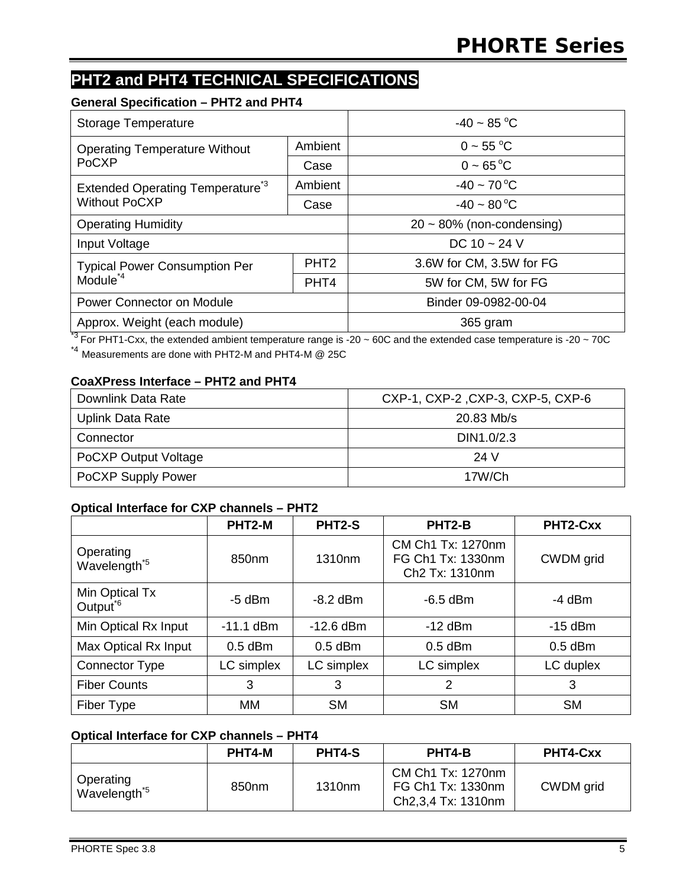## PHT2 and PHT4 TECHNICAL SPECIFICATIONS

**General Specification – PHT2 and PHT4**

| | | |
|---|---|---|
| Storage Temperature | | -40 ~ 85 °C |
| Operating Temperature Without PoCXP | Ambient | 0 ~ 55 °C |
| | Case | 0 ~ 65 °C |
| Extended Operating Temperature[*3] Without PoCXP | Ambient | -40 ~ 70 °C |
| | Case | -40 ~ 80 °C |
| Operating Humidity | | 20 ~ 80% (non-condensing) |
| Input Voltage | | DC 10 ~ 24 V |
| Typical Power Consumption Per Module[*4] | PHT2 | 3.6W for CM, 3.5W for FG |
| | PHT4 | 5W for CM, 5W for FG |
| Power Connector on Module | | Binder 09-0982-00-04 |
| Approx. Weight (each module) | | 365 gram |

[*3] For PHT1-Cxx, the extended ambient temperature range is -20 ~ 60C and the extended case temperature is -20 ~ 70C
[*4] Measurements are done with PHT2-M and PHT4-M @ 25C

**CoaXPress Interface – PHT2 and PHT4**

| | |
|---|---|
| Downlink Data Rate | CXP-1, CXP-2 ,CXP-3, CXP-5, CXP-6 |
| Uplink Data Rate | 20.83 Mb/s |
| Connector | DIN1.0/2.3 |
| PoCXP Output Voltage | 24 V |
| PoCXP Supply Power | 17W/Ch |

**Optical Interface for CXP channels – PHT2**

| | PHT2-M | PHT2-S | PHT2-B | PHT2-Cxx |
|---|---|---|---|---|
| Operating Wavelength[*5] | 850nm | 1310nm | CM Ch1 Tx: 1270nm FG Ch1 Tx: 1330nm Ch2 Tx: 1310nm | CWDM grid |
| Min Optical Tx Output[*6] | -5 dBm | -8.2 dBm | -6.5 dBm | -4 dBm |
| Min Optical Rx Input | -11.1 dBm | -12.6 dBm | -12 dBm | -15 dBm |
| Max Optical Rx Input | 0.5 dBm | 0.5 dBm | 0.5 dBm | 0.5 dBm |
| Connector Type | LC simplex | LC simplex | LC simplex | LC duplex |
| Fiber Counts | 3 | 3 | 2 | 3 |
| Fiber Type | MM | SM | SM | SM |

**Optical Interface for CXP channels – PHT4**

| | PHT4-M | PHT4-S | PHT4-B | PHT4-Cxx |
|---|---|---|---|---|
| Operating Wavelength[*5] | 850nm | 1310nm | CM Ch1 Tx: 1270nm FG Ch1 Tx: 1330nm Ch2,3,4 Tx: 1310nm | CWDM grid |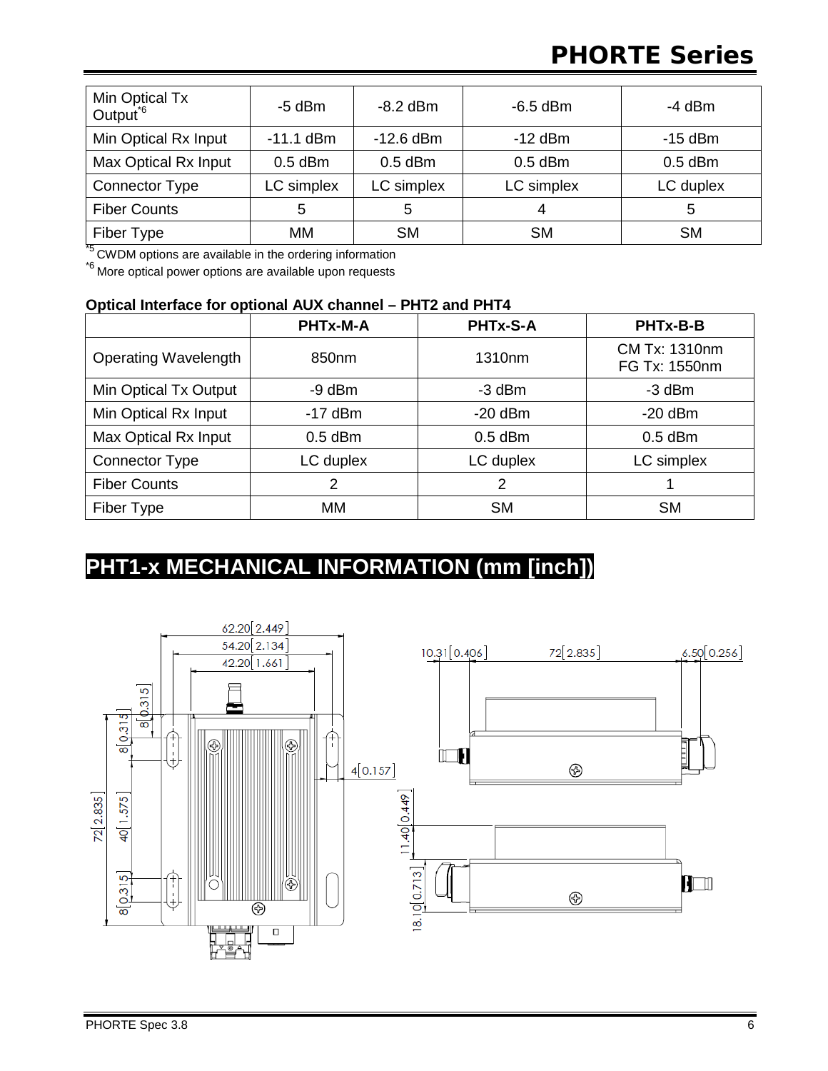| Min Optical Tx Output[*6] | -5 dBm | -8.2 dBm | -6.5 dBm | -4 dBm |
|---|---|---|---|---|
| Min Optical Rx Input | -11.1 dBm | -12.6 dBm | -12 dBm | -15 dBm |
| Max Optical Rx Input | 0.5 dBm | 0.5 dBm | 0.5 dBm | 0.5 dBm |
| Connector Type | LC simplex | LC simplex | LC simplex | LC duplex |
| Fiber Counts | 5 | 5 | 4 | 5 |
| Fiber Type | MM | SM | SM | SM |

[*5] CWDM options are available in the ordering information

[*6] More optical power options are available upon requests

**Optical Interface for optional AUX channel – PHT2 and PHT4**

| | PHTx-M-A | PHTx-S-A | PHTx-B-B |
|---|---|---|---|
| Operating Wavelength | 850nm | 1310nm | CM Tx: 1310nm FG Tx: 1550nm |
| Min Optical Tx Output | -9 dBm | -3 dBm | -3 dBm |
| Min Optical Rx Input | -17 dBm | -20 dBm | -20 dBm |
| Max Optical Rx Input | 0.5 dBm | 0.5 dBm | 0.5 dBm |
| Connector Type | LC duplex | LC duplex | LC simplex |
| Fiber Counts | 2 | 2 | 1 |
| Fiber Type | MM | SM | SM |

# PHT1-x MECHANICAL INFORMATION (mm [inch])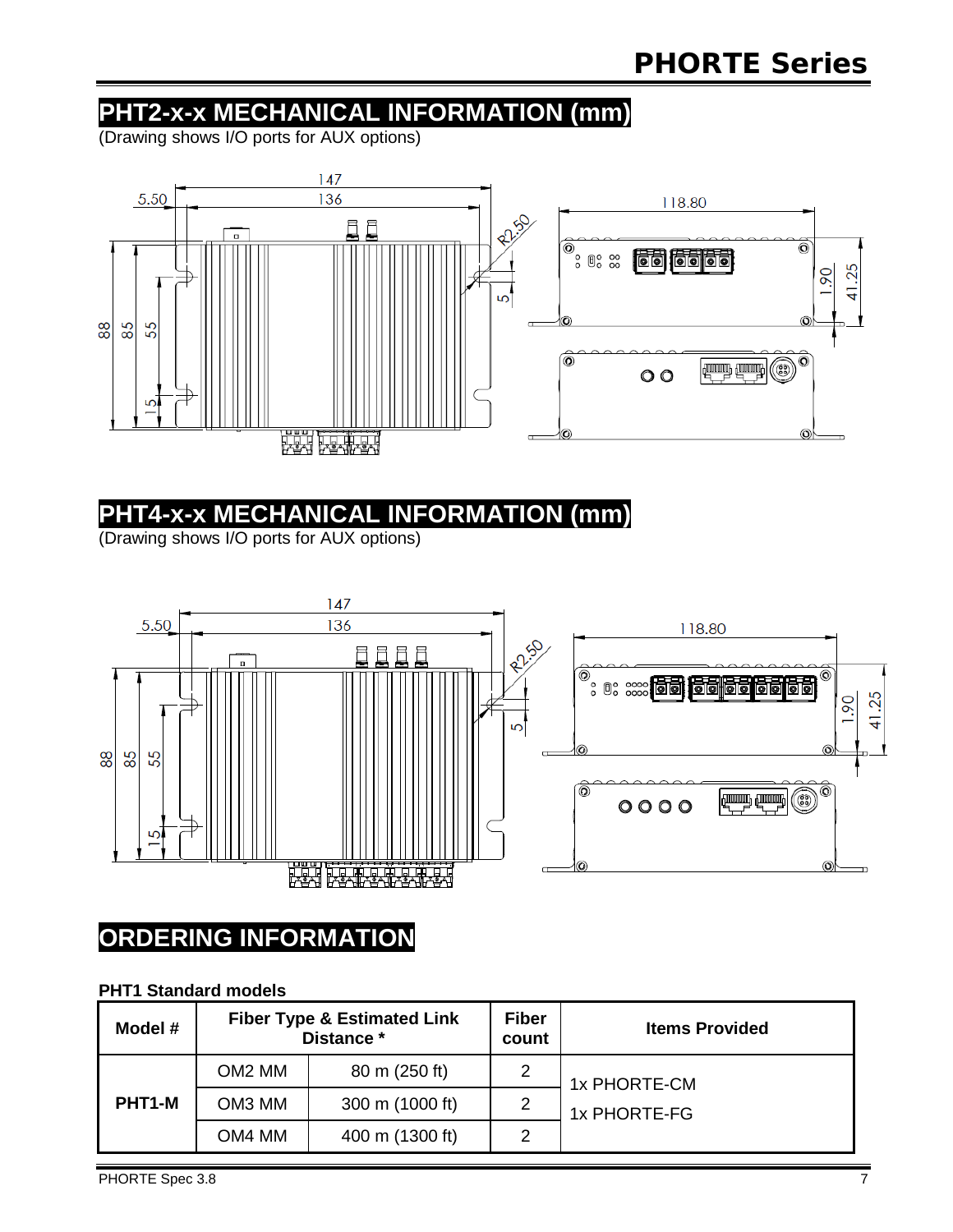## PHT2-x-x MECHANICAL INFORMATION (mm)

(Drawing shows I/O ports for AUX options)

## PHT4-x-x MECHANICAL INFORMATION (mm)

(Drawing shows I/O ports for AUX options)

## ORDERING INFORMATION

**PHT1 Standard models**

| Model # | Fiber Type & Estimated Link Distance * | | Fiber count | Items Provided |
|---|---|---|---|---|
| PHT1-M | OM2 MM | 80 m (250 ft) | 2 | 1x PHORTE-CM<br>1x PHORTE-FG |
| | OM3 MM | 300 m (1000 ft) | 2 | |
| | OM4 MM | 400 m (1300 ft) | 2 | |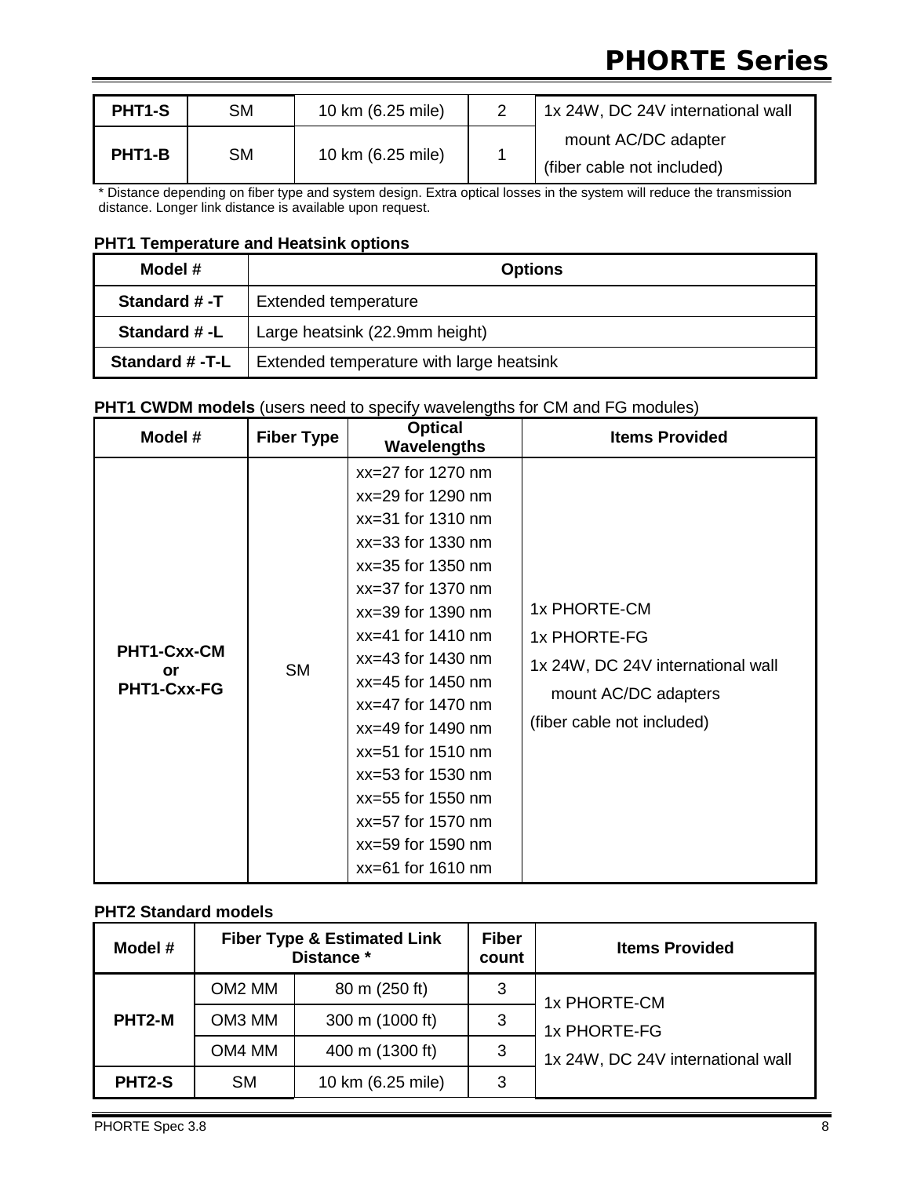| PHT1-S | SM | 10 km (6.25 mile) | 2 | 1x 24W, DC 24V international wall mount AC/DC adapter (fiber cable not included) |
|---|---|---|---|---|
| PHT1-B | SM | 10 km (6.25 mile) | 1 | |

* Distance depending on fiber type and system design. Extra optical losses in the system will reduce the transmission distance. Longer link distance is available upon request.

**PHT1 Temperature and Heatsink options**

| Model # | Options |
|---|---|
| Standard # -T | Extended temperature |
| Standard # -L | Large heatsink (22.9mm height) |
| Standard # -T-L | Extended temperature with large heatsink |

**PHT1 CWDM models** (users need to specify wavelengths for CM and FG modules)

| Model # | Fiber Type | Optical Wavelengths | Items Provided |
|---|---|---|---|
| PHT1-Cxx-CM or PHT1-Cxx-FG | SM | xx=27 for 1270 nm<br>xx=29 for 1290 nm<br>xx=31 for 1310 nm<br>xx=33 for 1330 nm<br>xx=35 for 1350 nm<br>xx=37 for 1370 nm<br>xx=39 for 1390 nm<br>xx=41 for 1410 nm<br>xx=43 for 1430 nm<br>xx=45 for 1450 nm<br>xx=47 for 1470 nm<br>xx=49 for 1490 nm<br>xx=51 for 1510 nm<br>xx=53 for 1530 nm<br>xx=55 for 1550 nm<br>xx=57 for 1570 nm<br>xx=59 for 1590 nm<br>xx=61 for 1610 nm | 1x PHORTE-CM<br>1x PHORTE-FG<br>1x 24W, DC 24V international wall mount AC/DC adapters<br>(fiber cable not included) |

**PHT2 Standard models**

| Model # | Fiber Type & Estimated Link Distance * | | Fiber count | Items Provided |
|---|---|---|---|---|
| PHT2-M | OM2 MM | 80 m (250 ft) | 3 | 1x PHORTE-CM<br>1x PHORTE-FG<br>1x 24W, DC 24V international wall |
| | OM3 MM | 300 m (1000 ft) | 3 | |
| | OM4 MM | 400 m (1300 ft) | 3 | |
| PHT2-S | SM | 10 km (6.25 mile) | 3 | |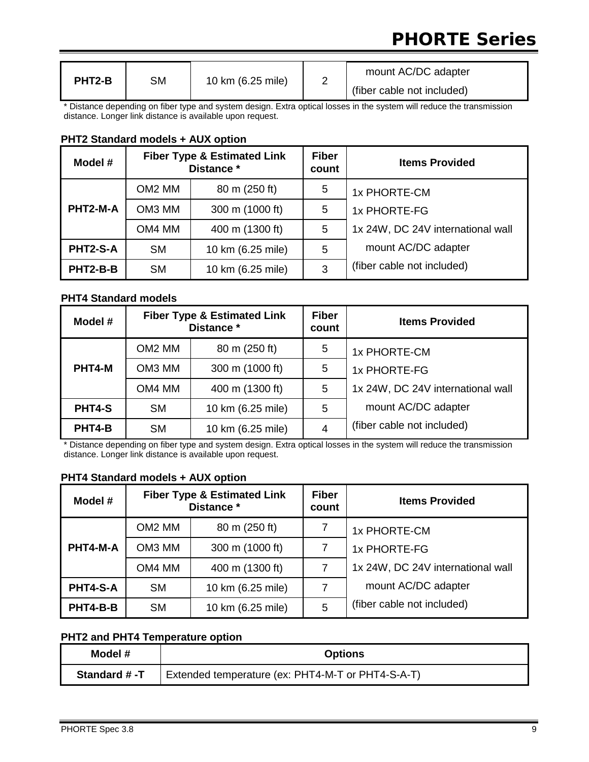| PHT2-B | SM | 10 km (6.25 mile) | 2 | mount AC/DC adapter<br>(fiber cable not included) |
|---|---|---|---|---|

* Distance depending on fiber type and system design. Extra optical losses in the system will reduce the transmission distance. Longer link distance is available upon request.

**PHT2 Standard models + AUX option**

| Model # | Fiber Type & Estimated Link Distance * | | Fiber count | Items Provided |
|---|---|---|---|---|
| PHT2-M-A | OM2 MM | 80 m (250 ft) | 5 | 1x PHORTE-CM<br>1x PHORTE-FG<br>1x 24W, DC 24V international wall mount AC/DC adapter<br>(fiber cable not included) |
| | OM3 MM | 300 m (1000 ft) | 5 | |
| | OM4 MM | 400 m (1300 ft) | 5 | |
| PHT2-S-A | SM | 10 km (6.25 mile) | 5 | |
| PHT2-B-B | SM | 10 km (6.25 mile) | 3 | |

**PHT4 Standard models**

| Model # | Fiber Type & Estimated Link Distance * | | Fiber count | Items Provided |
|---|---|---|---|---|
| PHT4-M | OM2 MM | 80 m (250 ft) | 5 | 1x PHORTE-CM<br>1x PHORTE-FG<br>1x 24W, DC 24V international wall mount AC/DC adapter<br>(fiber cable not included) |
| | OM3 MM | 300 m (1000 ft) | 5 | |
| | OM4 MM | 400 m (1300 ft) | 5 | |
| PHT4-S | SM | 10 km (6.25 mile) | 5 | |
| PHT4-B | SM | 10 km (6.25 mile) | 4 | |

* Distance depending on fiber type and system design. Extra optical losses in the system will reduce the transmission distance. Longer link distance is available upon request.

**PHT4 Standard models + AUX option**

| Model # | Fiber Type & Estimated Link Distance * | | Fiber count | Items Provided |
|---|---|---|---|---|
| PHT4-M-A | OM2 MM | 80 m (250 ft) | 7 | 1x PHORTE-CM<br>1x PHORTE-FG<br>1x 24W, DC 24V international wall mount AC/DC adapter<br>(fiber cable not included) |
| | OM3 MM | 300 m (1000 ft) | 7 | |
| | OM4 MM | 400 m (1300 ft) | 7 | |
| PHT4-S-A | SM | 10 km (6.25 mile) | 7 | |
| PHT4-B-B | SM | 10 km (6.25 mile) | 5 | |

**PHT2 and PHT4 Temperature option**

| Model # | Options |
|---|---|
| Standard # -T | Extended temperature (ex: PHT4-M-T or PHT4-S-A-T) |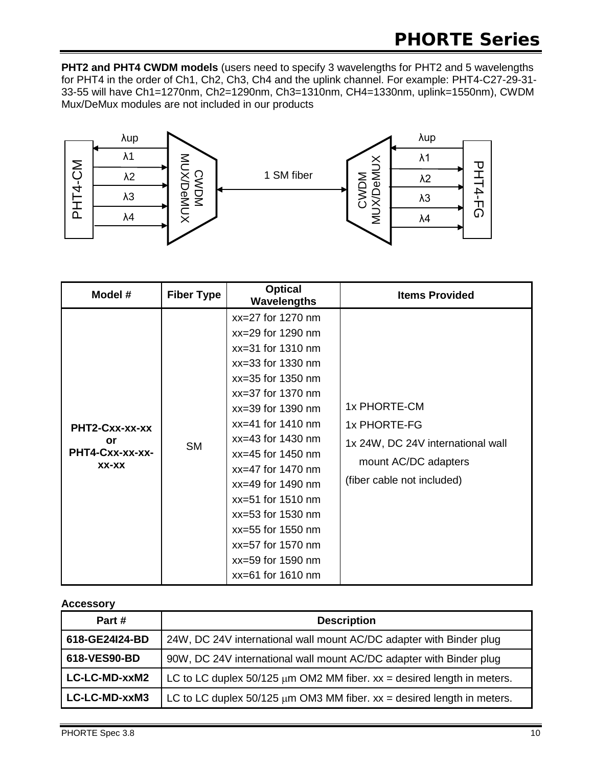**PHT2 and PHT4 CWDM models** (users need to specify 3 wavelengths for PHT2 and 5 wavelengths for PHT4 in the order of Ch1, Ch2, Ch3, Ch4 and the uplink channel. For example: PHT4-C27-29-31-33-55 will have Ch1=1270nm, Ch2=1290nm, Ch3=1310nm, CH4=1330nm, uplink=1550nm), CWDM Mux/DeMux modules are not included in our products

PHT4-CM — λup, λ1, λ2, λ3, λ4 — CWDM MUX/DeMUX — 1 SM fiber — CWDM MUX/DeMUX — λup, λ1, λ2, λ3, λ4 — PHT4-FG

| Model # | Fiber Type | Optical Wavelengths | Items Provided |
|---|---|---|---|
| **PHT2-Cxx-xx-xx or PHT4-Cxx-xx-xx-xx-xx** | SM | xx=27 for 1270 nm<br>xx=29 for 1290 nm<br>xx=31 for 1310 nm<br>xx=33 for 1330 nm<br>xx=35 for 1350 nm<br>xx=37 for 1370 nm<br>xx=39 for 1390 nm<br>xx=41 for 1410 nm<br>xx=43 for 1430 nm<br>xx=45 for 1450 nm<br>xx=47 for 1470 nm<br>xx=49 for 1490 nm<br>xx=51 for 1510 nm<br>xx=53 for 1530 nm<br>xx=55 for 1550 nm<br>xx=57 for 1570 nm<br>xx=59 for 1590 nm<br>xx=61 for 1610 nm | 1x PHORTE-CM<br>1x PHORTE-FG<br>1x 24W, DC 24V international wall mount AC/DC adapters<br>(fiber cable not included) |

**Accessory**

| Part # | Description |
|---|---|
| **618-GE24I24-BD** | 24W, DC 24V international wall mount AC/DC adapter with Binder plug |
| **618-VES90-BD** | 90W, DC 24V international wall mount AC/DC adapter with Binder plug |
| **LC-LC-MD-xxM2** | LC to LC duplex 50/125 μm OM2 MM fiber. xx = desired length in meters. |
| **LC-LC-MD-xxM3** | LC to LC duplex 50/125 μm OM3 MM fiber. xx = desired length in meters. |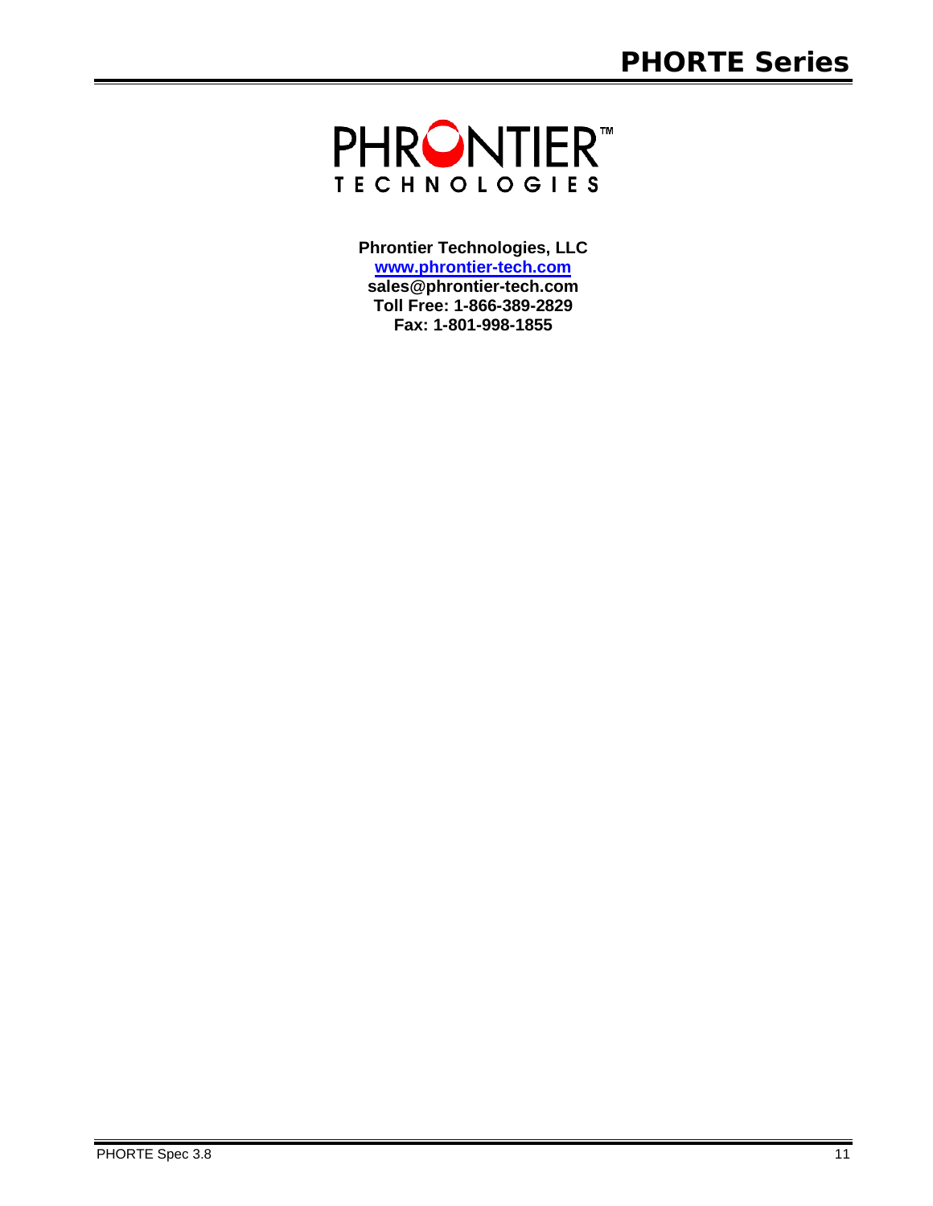**Phrontier Technologies, LLC**
**www.phrontier-tech.com**
**sales@phrontier-tech.com**
**Toll Free: 1-866-389-2829**
**Fax: 1-801-998-1855**